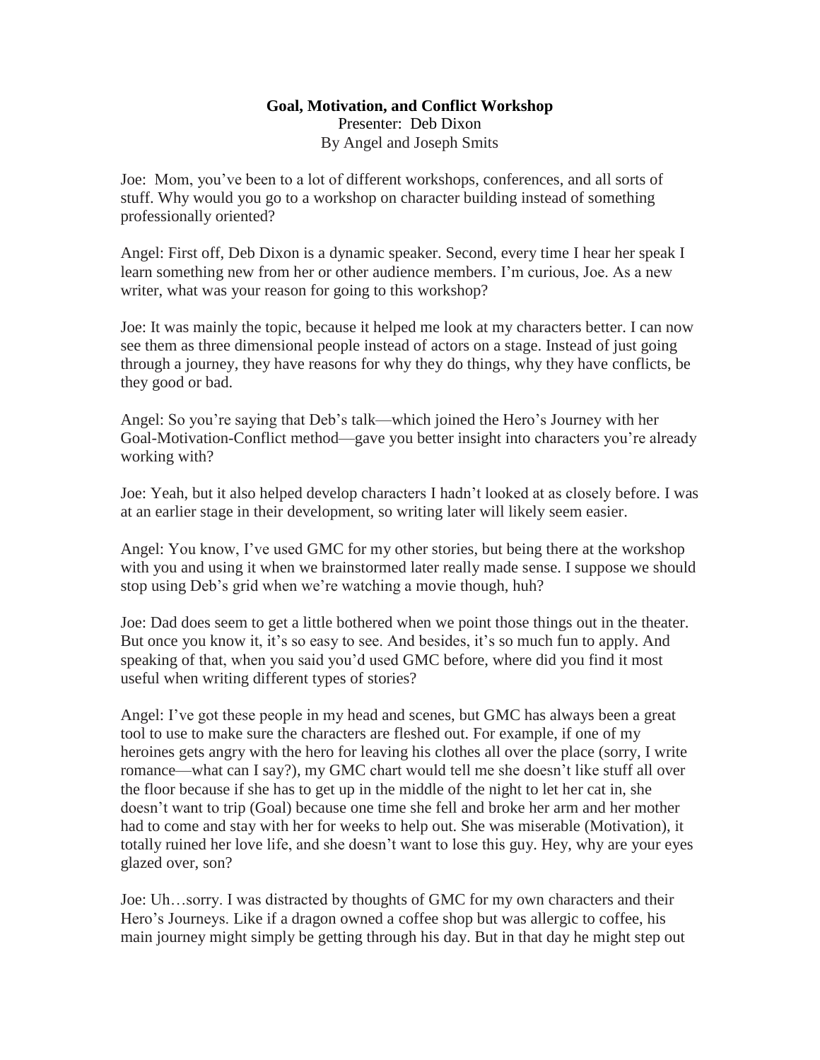**Goal, Motivation, and Conflict Workshop**

Presenter: Deb Dixon

By Angel and Joseph Smits

Joe: Mom, you've been to a lot of different workshops, conferences, and all sorts of stuff. Why would you go to a workshop on character building instead of something professionally oriented?

Angel: First off, Deb Dixon is a dynamic speaker. Second, every time I hear her speak I learn something new from her or other audience members. I'm curious, Joe. As a new writer, what was your reason for going to this workshop?

Joe: It was mainly the topic, because it helped me look at my characters better. I can now see them as three dimensional people instead of actors on a stage. Instead of just going through a journey, they have reasons for why they do things, why they have conflicts, be they good or bad.

Angel: So you're saying that Deb's talk—which joined the Hero's Journey with her Goal-Motivation-Conflict method—gave you better insight into characters you're already working with?

Joe: Yeah, but it also helped develop characters I hadn't looked at as closely before. I was at an earlier stage in their development, so writing later will likely seem easier.

Angel: You know, I've used GMC for my other stories, but being there at the workshop with you and using it when we brainstormed later really made sense. I suppose we should stop using Deb's grid when we're watching a movie though, huh?

Joe: Dad does seem to get a little bothered when we point those things out in the theater. But once you know it, it's so easy to see. And besides, it's so much fun to apply. And speaking of that, when you said you'd used GMC before, where did you find it most useful when writing different types of stories?

Angel: I've got these people in my head and scenes, but GMC has always been a great tool to use to make sure the characters are fleshed out. For example, if one of my heroines gets angry with the hero for leaving his clothes all over the place (sorry, I write romance—what can I say?), my GMC chart would tell me she doesn't like stuff all over the floor because if she has to get up in the middle of the night to let her cat in, she doesn't want to trip (Goal) because one time she fell and broke her arm and her mother had to come and stay with her for weeks to help out. She was miserable (Motivation), it totally ruined her love life, and she doesn't want to lose this guy. Hey, why are your eyes glazed over, son?

Joe: Uh…sorry. I was distracted by thoughts of GMC for my own characters and their Hero's Journeys. Like if a dragon owned a coffee shop but was allergic to coffee, his main journey might simply be getting through his day. But in that day he might step out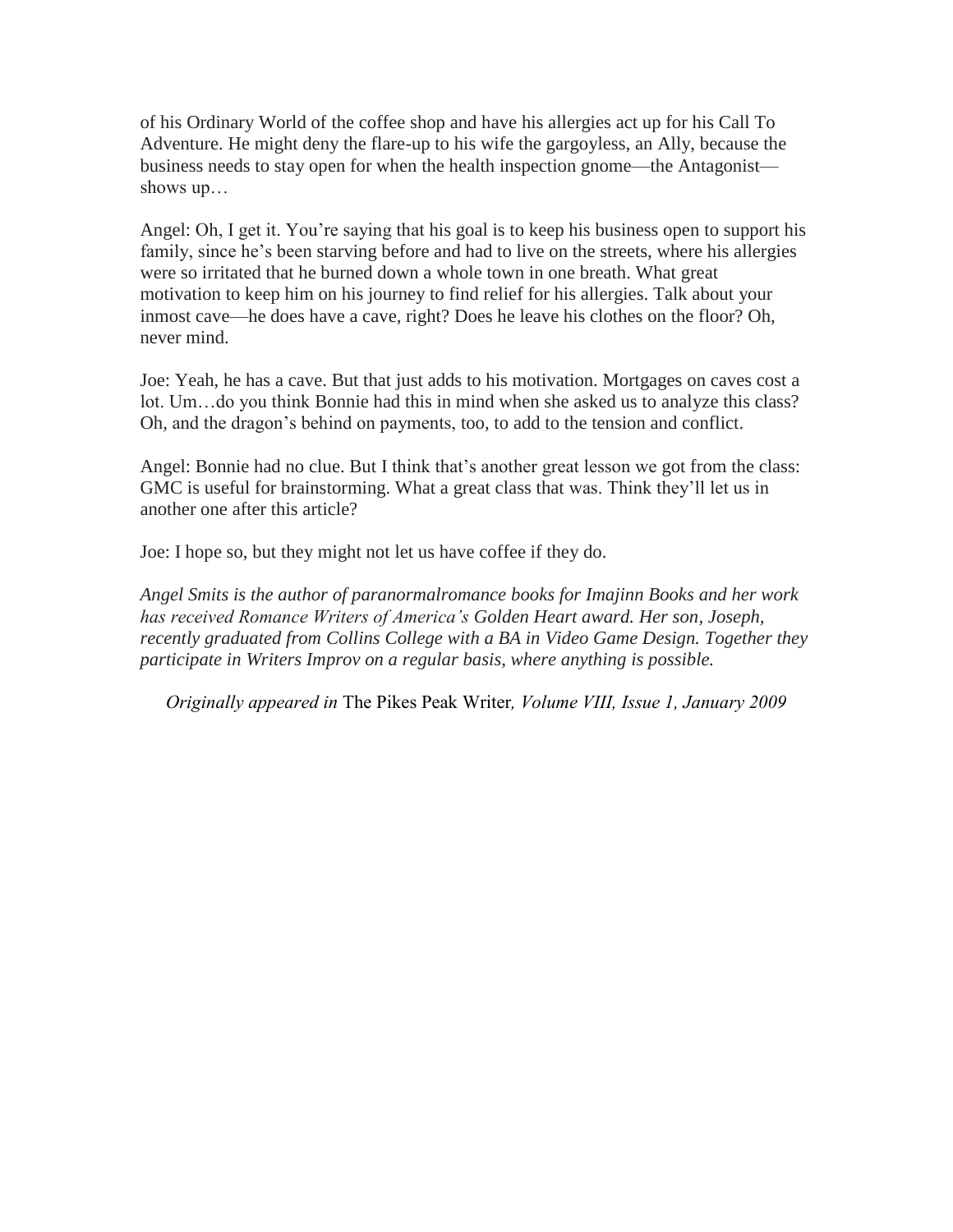of his Ordinary World of the coffee shop and have his allergies act up for his Call To Adventure. He might deny the flare-up to his wife the gargoyless, an Ally, because the business needs to stay open for when the health inspection gnome—the Antagonist—shows up…

Angel: Oh, I get it. You're saying that his goal is to keep his business open to support his family, since he's been starving before and had to live on the streets, where his allergies were so irritated that he burned down a whole town in one breath. What great motivation to keep him on his journey to find relief for his allergies. Talk about your inmost cave—he does have a cave, right? Does he leave his clothes on the floor? Oh, never mind.

Joe: Yeah, he has a cave. But that just adds to his motivation. Mortgages on caves cost a lot. Um…do you think Bonnie had this in mind when she asked us to analyze this class? Oh, and the dragon's behind on payments, too, to add to the tension and conflict.

Angel: Bonnie had no clue. But I think that's another great lesson we got from the class: GMC is useful for brainstorming. What a great class that was. Think they'll let us in another one after this article?

Joe: I hope so, but they might not let us have coffee if they do.

*Angel Smits is the author of paranormalromance books for Imajinn Books and her work has received Romance Writers of America's Golden Heart award. Her son, Joseph, recently graduated from Collins College with a BA in Video Game Design. Together they participate in Writers Improv on a regular basis, where anything is possible.*

*Originally appeared in* The Pikes Peak Writer*, Volume VIII, Issue 1, January 2009*